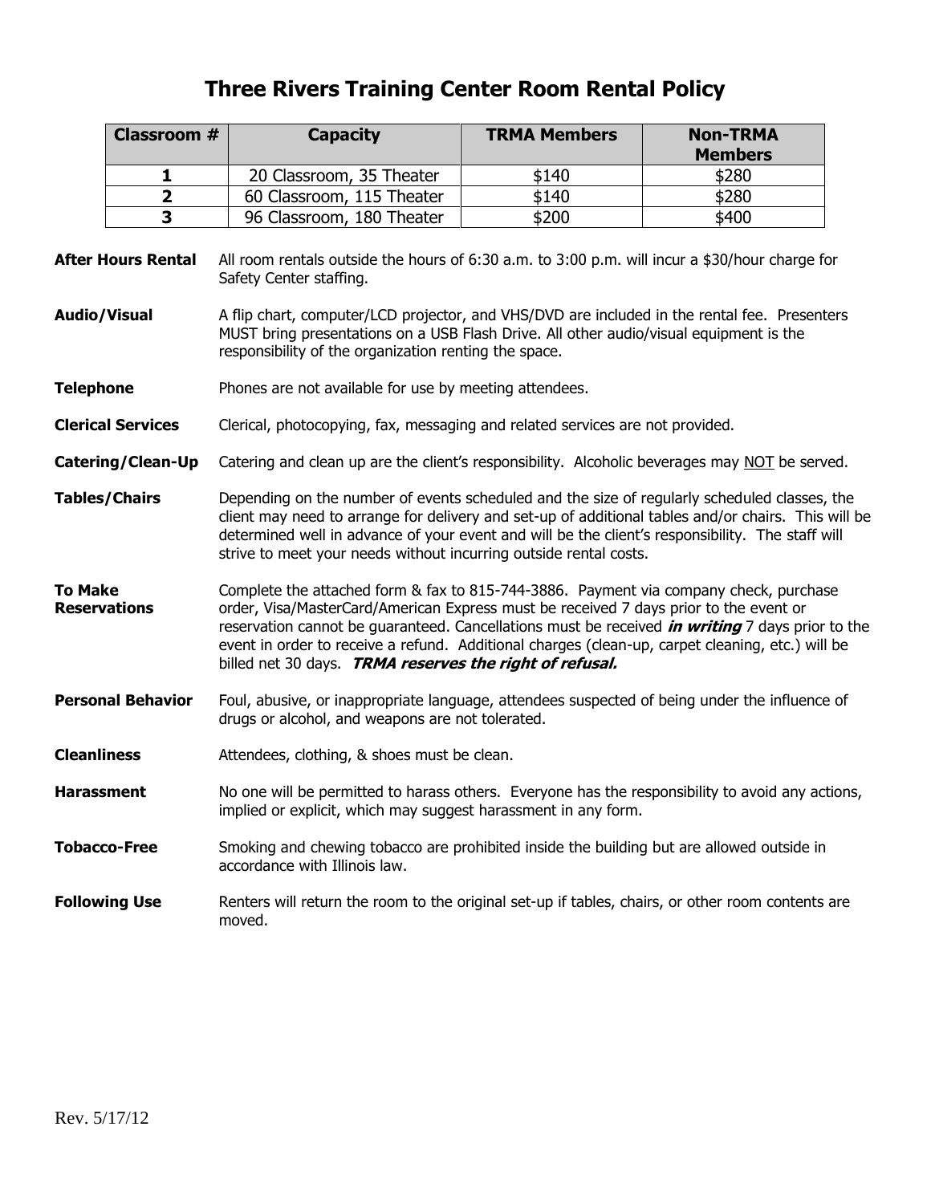# Three Rivers Training Center Room Rental Policy

| Classroom # | Capacity | TRMA Members | Non-TRMA Members |
|---|---|---|---|
| **1** | 20 Classroom, 35 Theater | $140 | $280 |
| **2** | 60 Classroom, 115 Theater | $140 | $280 |
| **3** | 96 Classroom, 180 Theater | $200 | $400 |

**After Hours Rental** All room rentals outside the hours of 6:30 a.m. to 3:00 p.m. will incur a $30/hour charge for Safety Center staffing.

**Audio/Visual** A flip chart, computer/LCD projector, and VHS/DVD are included in the rental fee. Presenters MUST bring presentations on a USB Flash Drive. All other audio/visual equipment is the responsibility of the organization renting the space.

**Telephone** Phones are not available for use by meeting attendees.

**Clerical Services** Clerical, photocopying, fax, messaging and related services are not provided.

**Catering/Clean-Up** Catering and clean up are the client's responsibility. Alcoholic beverages may <u>NOT</u> be served.

**Tables/Chairs** Depending on the number of events scheduled and the size of regularly scheduled classes, the client may need to arrange for delivery and set-up of additional tables and/or chairs. This will be determined well in advance of your event and will be the client's responsibility. The staff will strive to meet your needs without incurring outside rental costs.

**To Make Reservations** Complete the attached form & fax to 815-744-3886. Payment via company check, purchase order, Visa/MasterCard/American Express must be received 7 days prior to the event or reservation cannot be guaranteed. Cancellations must be received ***in writing*** 7 days prior to the event in order to receive a refund. Additional charges (clean-up, carpet cleaning, etc.) will be billed net 30 days. ***TRMA reserves the right of refusal.***

**Personal Behavior** Foul, abusive, or inappropriate language, attendees suspected of being under the influence of drugs or alcohol, and weapons are not tolerated.

**Cleanliness** Attendees, clothing, & shoes must be clean.

**Harassment** No one will be permitted to harass others. Everyone has the responsibility to avoid any actions, implied or explicit, which may suggest harassment in any form.

**Tobacco-Free** Smoking and chewing tobacco are prohibited inside the building but are allowed outside in accordance with Illinois law.

**Following Use** Renters will return the room to the original set-up if tables, chairs, or other room contents are moved.

Rev. 5/17/12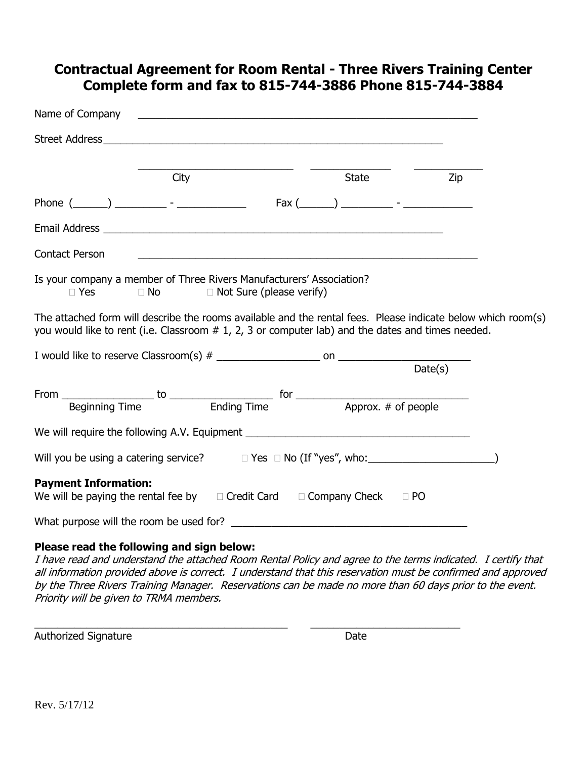# Contractual Agreement for Room Rental - Three Rivers Training Center
## Complete form and fax to 815-744-3886 Phone 815-744-3884

Name of Company ____________________________________________________________

Street Address____________________________________________________________

____________________________ _______________ ____________
City State Zip

Phone (______) _________ - ____________ Fax (______) _________ - ____________

Email Address ____________________________________________________________

Contact Person ____________________________________________________________

Is your company a member of Three Rivers Manufacturers' Association?
☐ Yes ☐ No ☐ Not Sure (please verify)

The attached form will describe the rooms available and the rental fees. Please indicate below which room(s) you would like to rent (i.e. Classroom # 1, 2, 3 or computer lab) and the dates and times needed.

I would like to reserve Classroom(s) # __________________ on ________________________
Date(s)

From ________________ to __________________ for ______________________________
Beginning Time Ending Time Approx. # of people

We will require the following A.V. Equipment _______________________________________

Will you be using a catering service? ☐ Yes ☐ No (If "yes", who:______________________)

**Payment Information:**
We will be paying the rental fee by ☐ Credit Card ☐ Company Check ☐ PO

What purpose will the room be used for? __________________________________________

**Please read the following and sign below:**
*I have read and understand the attached Room Rental Policy and agree to the terms indicated. I certify that all information provided above is correct. I understand that this reservation must be confirmed and approved by the Three Rivers Training Manager. Reservations can be made no more than 60 days prior to the event. Priority will be given to TRMA members.*

_____________________________________________ ___________________________
Authorized Signature Date

Rev. 5/17/12